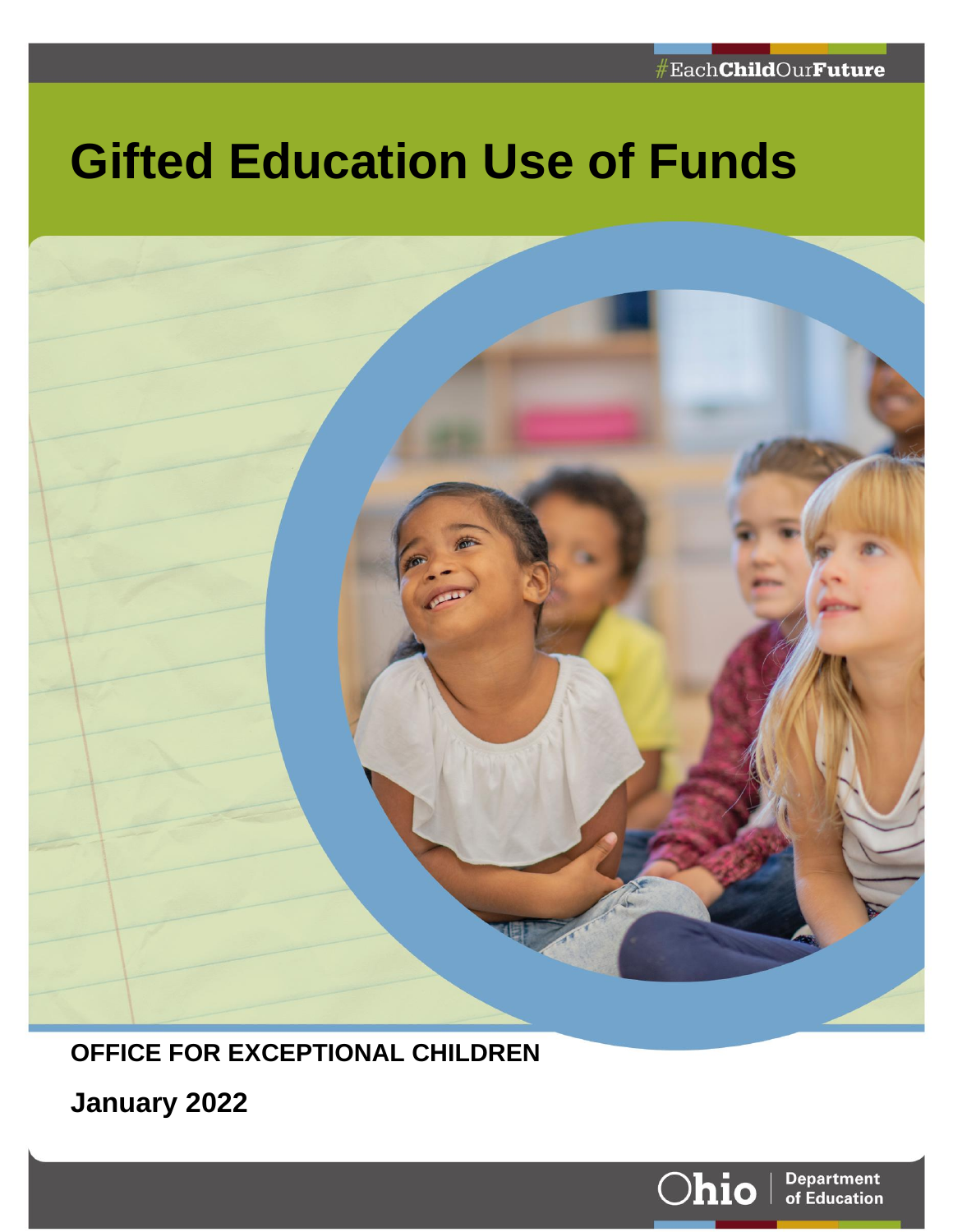#EachChildOurFuture

# Gifted Education Use of Funds

**OFFICE FOR EXCEPTIONAL CHILDREN**

**January 2022**

Ohio | Department of Education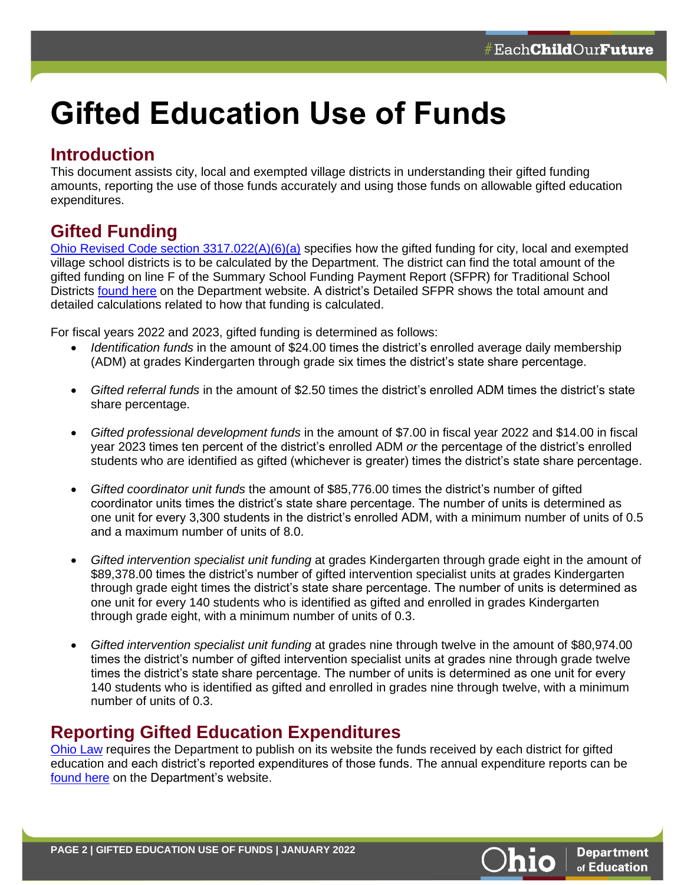# Gifted Education Use of Funds

## Introduction

This document assists city, local and exempted village districts in understanding their gifted funding amounts, reporting the use of those funds accurately and using those funds on allowable gifted education expenditures.

## Gifted Funding

Ohio Revised Code section 3317.022(A)(6)(a) specifies how the gifted funding for city, local and exempted village school districts is to be calculated by the Department. The district can find the total amount of the gifted funding on line F of the Summary School Funding Payment Report (SFPR) for Traditional School Districts found here on the Department website. A district's Detailed SFPR shows the total amount and detailed calculations related to how that funding is calculated.

For fiscal years 2022 and 2023, gifted funding is determined as follows:

- *Identification funds* in the amount of $24.00 times the district's enrolled average daily membership (ADM) at grades Kindergarten through grade six times the district's state share percentage.
- *Gifted referral funds* in the amount of $2.50 times the district's enrolled ADM times the district's state share percentage.
- *Gifted professional development funds* in the amount of $7.00 in fiscal year 2022 and $14.00 in fiscal year 2023 times ten percent of the district's enrolled ADM *or* the percentage of the district's enrolled students who are identified as gifted (whichever is greater) times the district's state share percentage.
- *Gifted coordinator unit funds* the amount of $85,776.00 times the district's number of gifted coordinator units times the district's state share percentage. The number of units is determined as one unit for every 3,300 students in the district's enrolled ADM, with a minimum number of units of 0.5 and a maximum number of units of 8.0.
- *Gifted intervention specialist unit funding* at grades Kindergarten through grade eight in the amount of $89,378.00 times the district's number of gifted intervention specialist units at grades Kindergarten through grade eight times the district's state share percentage. The number of units is determined as one unit for every 140 students who is identified as gifted and enrolled in grades Kindergarten through grade eight, with a minimum number of units of 0.3.
- *Gifted intervention specialist unit funding* at grades nine through twelve in the amount of $80,974.00 times the district's number of gifted intervention specialist units at grades nine through grade twelve times the district's state share percentage. The number of units is determined as one unit for every 140 students who is identified as gifted and enrolled in grades nine through twelve, with a minimum number of units of 0.3.

## Reporting Gifted Education Expenditures

Ohio Law requires the Department to publish on its website the funds received by each district for gifted education and each district's reported expenditures of those funds. The annual expenditure reports can be found here on the Department's website.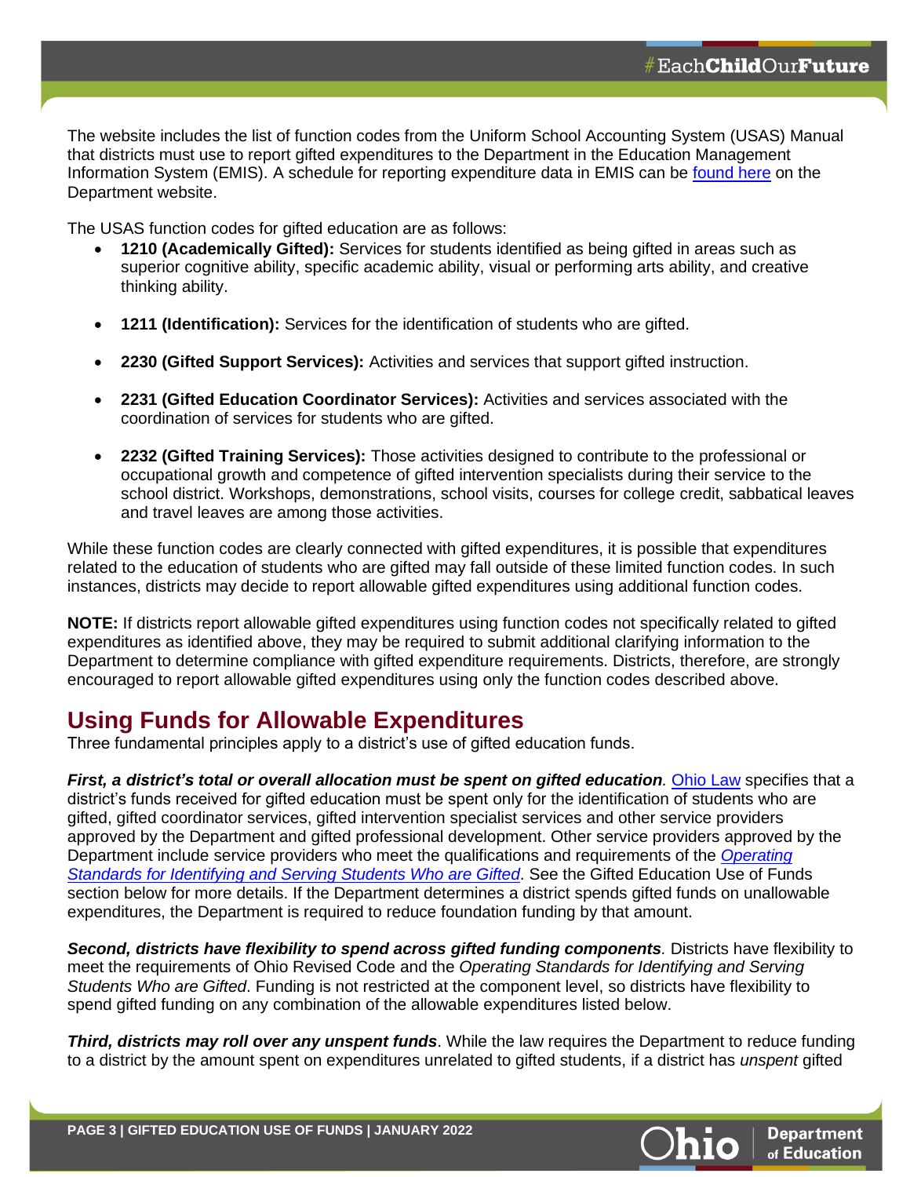The website includes the list of function codes from the Uniform School Accounting System (USAS) Manual that districts must use to report gifted expenditures to the Department in the Education Management Information System (EMIS). A schedule for reporting expenditure data in EMIS can be [found here](#) on the Department website.

The USAS function codes for gifted education are as follows:

- **1210 (Academically Gifted):** Services for students identified as being gifted in areas such as superior cognitive ability, specific academic ability, visual or performing arts ability, and creative thinking ability.
- **1211 (Identification):** Services for the identification of students who are gifted.
- **2230 (Gifted Support Services):** Activities and services that support gifted instruction.
- **2231 (Gifted Education Coordinator Services):** Activities and services associated with the coordination of services for students who are gifted.
- **2232 (Gifted Training Services):** Those activities designed to contribute to the professional or occupational growth and competence of gifted intervention specialists during their service to the school district. Workshops, demonstrations, school visits, courses for college credit, sabbatical leaves and travel leaves are among those activities.

While these function codes are clearly connected with gifted expenditures, it is possible that expenditures related to the education of students who are gifted may fall outside of these limited function codes. In such instances, districts may decide to report allowable gifted expenditures using additional function codes.

**NOTE:** If districts report allowable gifted expenditures using function codes not specifically related to gifted expenditures as identified above, they may be required to submit additional clarifying information to the Department to determine compliance with gifted expenditure requirements. Districts, therefore, are strongly encouraged to report allowable gifted expenditures using only the function codes described above.

## Using Funds for Allowable Expenditures

Three fundamental principles apply to a district's use of gifted education funds.

***First, a district's total or overall allocation must be spent on gifted education.*** Ohio Law specifies that a district's funds received for gifted education must be spent only for the identification of students who are gifted, gifted coordinator services, gifted intervention specialist services and other service providers approved by the Department and gifted professional development. Other service providers approved by the Department include service providers who meet the qualifications and requirements of the *Operating Standards for Identifying and Serving Students Who are Gifted*. See the Gifted Education Use of Funds section below for more details. If the Department determines a district spends gifted funds on unallowable expenditures, the Department is required to reduce foundation funding by that amount.

***Second, districts have flexibility to spend across gifted funding components.*** Districts have flexibility to meet the requirements of Ohio Revised Code and the *Operating Standards for Identifying and Serving Students Who are Gifted*. Funding is not restricted at the component level, so districts have flexibility to spend gifted funding on any combination of the allowable expenditures listed below.

***Third, districts may roll over any unspent funds***. While the law requires the Department to reduce funding to a district by the amount spent on expenditures unrelated to gifted students, if a district has *unspent* gifted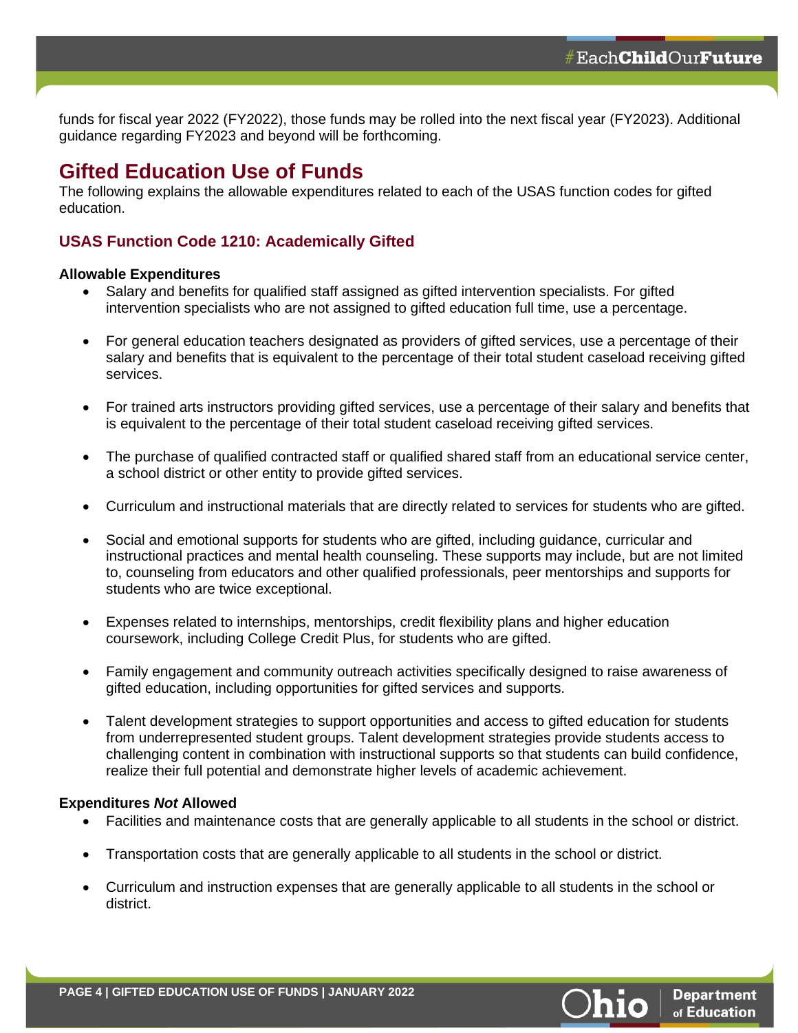funds for fiscal year 2022 (FY2022), those funds may be rolled into the next fiscal year (FY2023). Additional guidance regarding FY2023 and beyond will be forthcoming.

## Gifted Education Use of Funds

The following explains the allowable expenditures related to each of the USAS function codes for gifted education.

### USAS Function Code 1210: Academically Gifted

**Allowable Expenditures**

- Salary and benefits for qualified staff assigned as gifted intervention specialists. For gifted intervention specialists who are not assigned to gifted education full time, use a percentage.
- For general education teachers designated as providers of gifted services, use a percentage of their salary and benefits that is equivalent to the percentage of their total student caseload receiving gifted services.
- For trained arts instructors providing gifted services, use a percentage of their salary and benefits that is equivalent to the percentage of their total student caseload receiving gifted services.
- The purchase of qualified contracted staff or qualified shared staff from an educational service center, a school district or other entity to provide gifted services.
- Curriculum and instructional materials that are directly related to services for students who are gifted.
- Social and emotional supports for students who are gifted, including guidance, curricular and instructional practices and mental health counseling. These supports may include, but are not limited to, counseling from educators and other qualified professionals, peer mentorships and supports for students who are twice exceptional.
- Expenses related to internships, mentorships, credit flexibility plans and higher education coursework, including College Credit Plus, for students who are gifted.
- Family engagement and community outreach activities specifically designed to raise awareness of gifted education, including opportunities for gifted services and supports.
- Talent development strategies to support opportunities and access to gifted education for students from underrepresented student groups. Talent development strategies provide students access to challenging content in combination with instructional supports so that students can build confidence, realize their full potential and demonstrate higher levels of academic achievement.

**Expenditures *Not* Allowed**

- Facilities and maintenance costs that are generally applicable to all students in the school or district.
- Transportation costs that are generally applicable to all students in the school or district.
- Curriculum and instruction expenses that are generally applicable to all students in the school or district.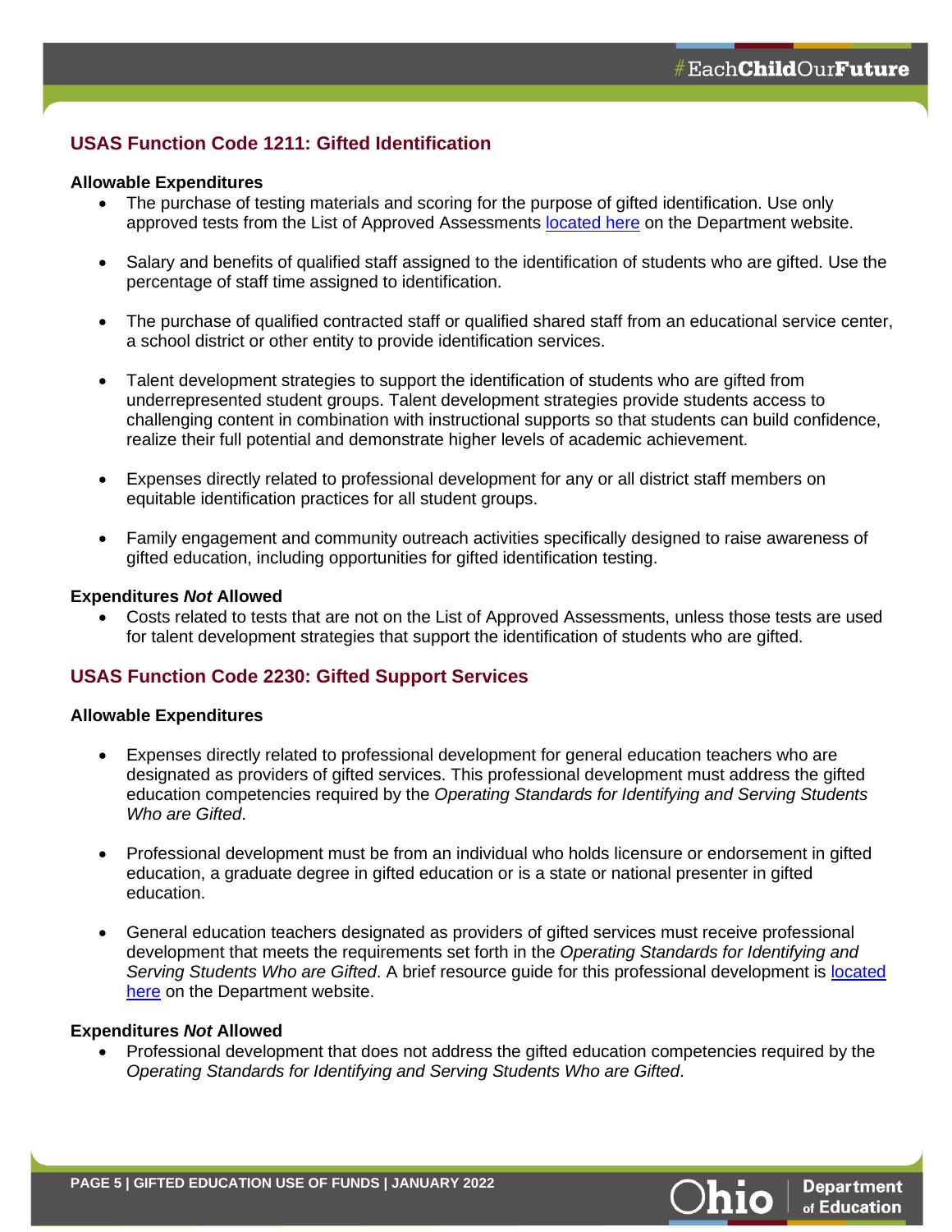## USAS Function Code 1211: Gifted Identification

**Allowable Expenditures**

- The purchase of testing materials and scoring for the purpose of gifted identification. Use only approved tests from the List of Approved Assessments located here on the Department website.
- Salary and benefits of qualified staff assigned to the identification of students who are gifted. Use the percentage of staff time assigned to identification.
- The purchase of qualified contracted staff or qualified shared staff from an educational service center, a school district or other entity to provide identification services.
- Talent development strategies to support the identification of students who are gifted from underrepresented student groups. Talent development strategies provide students access to challenging content in combination with instructional supports so that students can build confidence, realize their full potential and demonstrate higher levels of academic achievement.
- Expenses directly related to professional development for any or all district staff members on equitable identification practices for all student groups.
- Family engagement and community outreach activities specifically designed to raise awareness of gifted education, including opportunities for gifted identification testing.

**Expenditures *Not* Allowed**

- Costs related to tests that are not on the List of Approved Assessments, unless those tests are used for talent development strategies that support the identification of students who are gifted.

## USAS Function Code 2230: Gifted Support Services

**Allowable Expenditures**

- Expenses directly related to professional development for general education teachers who are designated as providers of gifted services. This professional development must address the gifted education competencies required by the *Operating Standards for Identifying and Serving Students Who are Gifted*.
- Professional development must be from an individual who holds licensure or endorsement in gifted education, a graduate degree in gifted education or is a state or national presenter in gifted education.
- General education teachers designated as providers of gifted services must receive professional development that meets the requirements set forth in the *Operating Standards for Identifying and Serving Students Who are Gifted*. A brief resource guide for this professional development is located here on the Department website.

**Expenditures *Not* Allowed**

- Professional development that does not address the gifted education competencies required by the *Operating Standards for Identifying and Serving Students Who are Gifted*.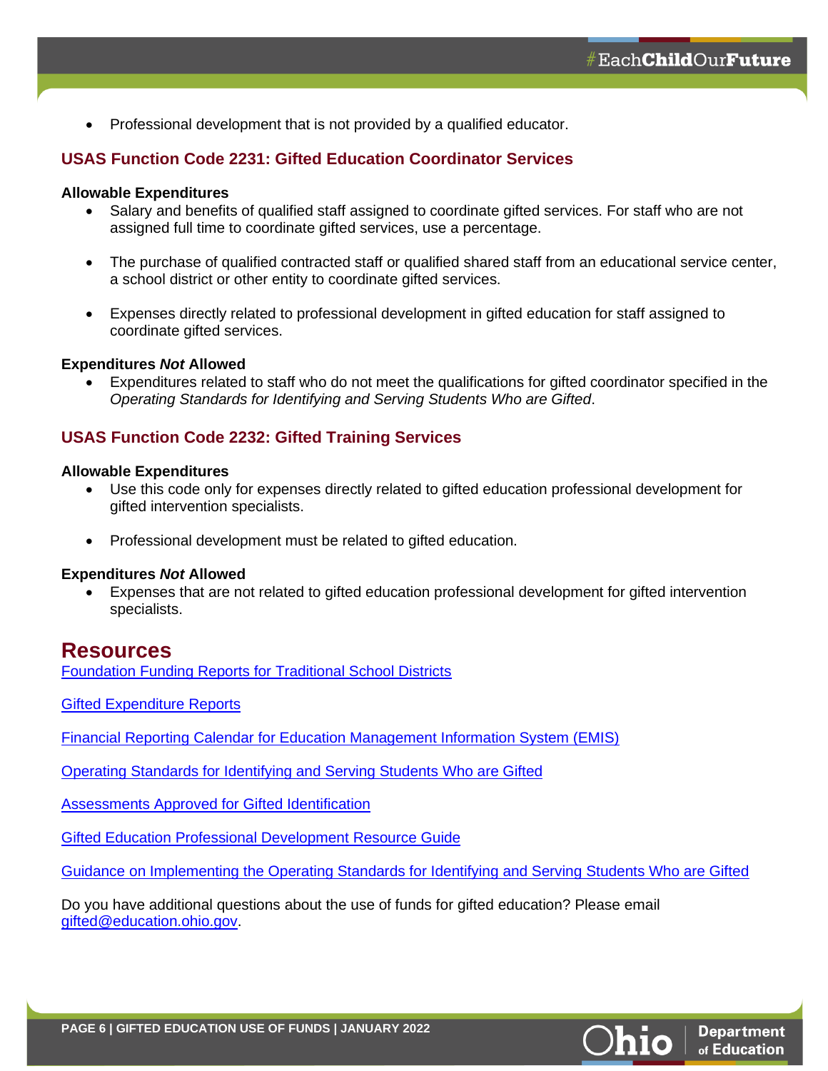- Professional development that is not provided by a qualified educator.

### USAS Function Code 2231: Gifted Education Coordinator Services

**Allowable Expenditures**

- Salary and benefits of qualified staff assigned to coordinate gifted services. For staff who are not assigned full time to coordinate gifted services, use a percentage.
- The purchase of qualified contracted staff or qualified shared staff from an educational service center, a school district or other entity to coordinate gifted services.
- Expenses directly related to professional development in gifted education for staff assigned to coordinate gifted services.

**Expenditures *Not* Allowed**

- Expenditures related to staff who do not meet the qualifications for gifted coordinator specified in the *Operating Standards for Identifying and Serving Students Who are Gifted*.

### USAS Function Code 2232: Gifted Training Services

**Allowable Expenditures**

- Use this code only for expenses directly related to gifted education professional development for gifted intervention specialists.
- Professional development must be related to gifted education.

**Expenditures *Not* Allowed**

- Expenses that are not related to gifted education professional development for gifted intervention specialists.

## Resources

Foundation Funding Reports for Traditional School Districts

Gifted Expenditure Reports

Financial Reporting Calendar for Education Management Information System (EMIS)

Operating Standards for Identifying and Serving Students Who are Gifted

Assessments Approved for Gifted Identification

Gifted Education Professional Development Resource Guide

Guidance on Implementing the Operating Standards for Identifying and Serving Students Who are Gifted

Do you have additional questions about the use of funds for gifted education? Please email gifted@education.ohio.gov.